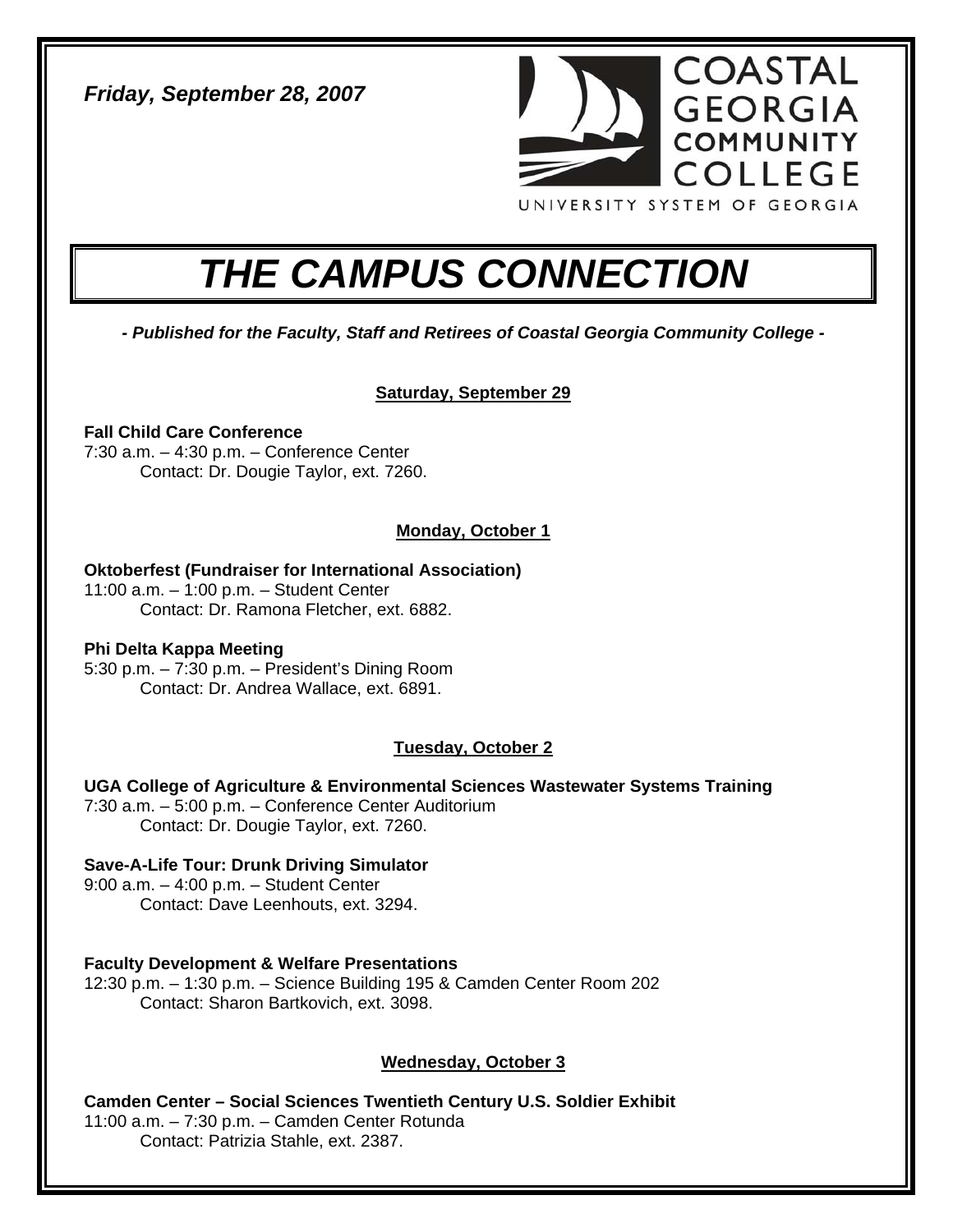*Friday, September 28, 2007*

COASTAL GEORGIA COMMUNITY COLLEGE
UNIVERSITY SYSTEM OF GEORGIA

# *THE CAMPUS CONNECTION*

***- Published for the Faculty, Staff and Retirees of Coastal Georgia Community College -***

## Saturday, September 29

**Fall Child Care Conference**
7:30 a.m. – 4:30 p.m. – Conference Center
Contact: Dr. Dougie Taylor, ext. 7260.

## Monday, October 1

**Oktoberfest (Fundraiser for International Association)**
11:00 a.m. – 1:00 p.m. – Student Center
Contact: Dr. Ramona Fletcher, ext. 6882.

**Phi Delta Kappa Meeting**
5:30 p.m. – 7:30 p.m. – President's Dining Room
Contact: Dr. Andrea Wallace, ext. 6891.

## Tuesday, October 2

**UGA College of Agriculture & Environmental Sciences Wastewater Systems Training**
7:30 a.m. – 5:00 p.m. – Conference Center Auditorium
Contact: Dr. Dougie Taylor, ext. 7260.

**Save-A-Life Tour: Drunk Driving Simulator**
9:00 a.m. – 4:00 p.m. – Student Center
Contact: Dave Leenhouts, ext. 3294.

**Faculty Development & Welfare Presentations**
12:30 p.m. – 1:30 p.m. – Science Building 195 & Camden Center Room 202
Contact: Sharon Bartkovich, ext. 3098.

## Wednesday, October 3

**Camden Center – Social Sciences Twentieth Century U.S. Soldier Exhibit**
11:00 a.m. – 7:30 p.m. – Camden Center Rotunda
Contact: Patrizia Stahle, ext. 2387.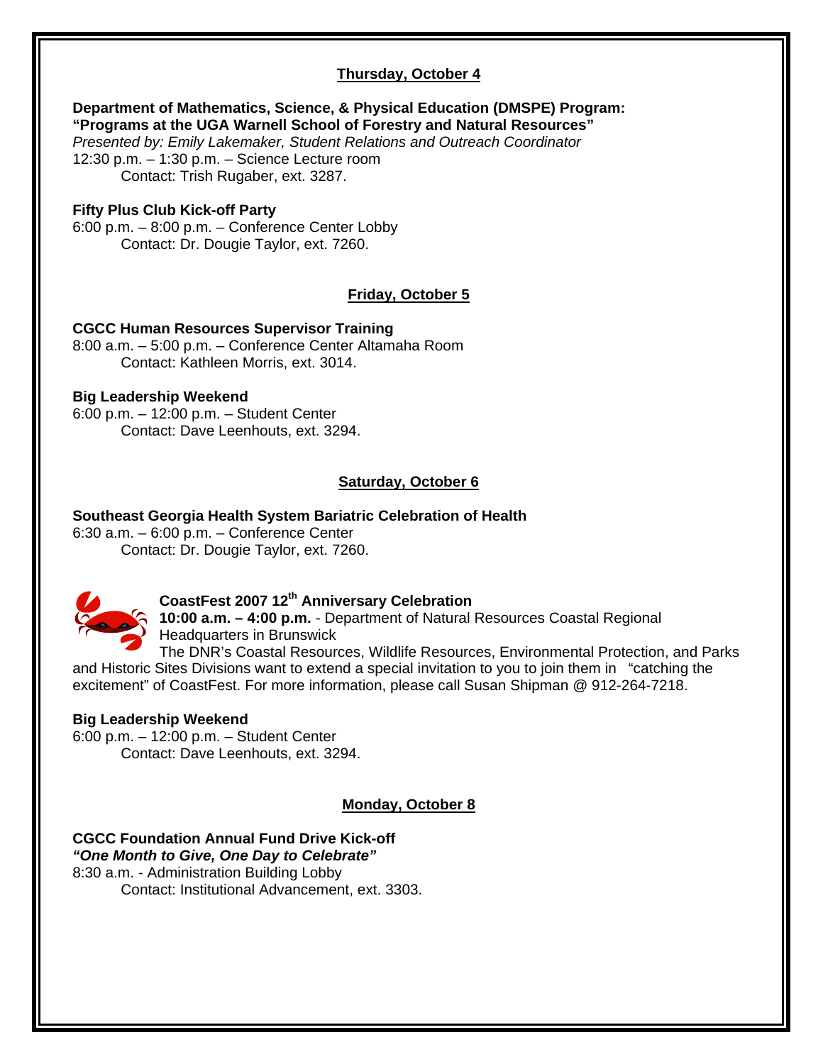## Thursday, October 4

**Department of Mathematics, Science, & Physical Education (DMSPE) Program: "Programs at the UGA Warnell School of Forestry and Natural Resources"**
*Presented by: Emily Lakemaker, Student Relations and Outreach Coordinator*
12:30 p.m. – 1:30 p.m. – Science Lecture room
Contact: Trish Rugaber, ext. 3287.

**Fifty Plus Club Kick-off Party**
6:00 p.m. – 8:00 p.m. – Conference Center Lobby
Contact: Dr. Dougie Taylor, ext. 7260.

## Friday, October 5

**CGCC Human Resources Supervisor Training**
8:00 a.m. – 5:00 p.m. – Conference Center Altamaha Room
Contact: Kathleen Morris, ext. 3014.

**Big Leadership Weekend**
6:00 p.m. – 12:00 p.m. – Student Center
Contact: Dave Leenhouts, ext. 3294.

## Saturday, October 6

**Southeast Georgia Health System Bariatric Celebration of Health**
6:30 a.m. – 6:00 p.m. – Conference Center
Contact: Dr. Dougie Taylor, ext. 7260.

**CoastFest 2007 12th Anniversary Celebration**
**10:00 a.m. – 4:00 p.m.** - Department of Natural Resources Coastal Regional Headquarters in Brunswick
The DNR's Coastal Resources, Wildlife Resources, Environmental Protection, and Parks and Historic Sites Divisions want to extend a special invitation to you to join them in "catching the excitement" of CoastFest. For more information, please call Susan Shipman @ 912-264-7218.

**Big Leadership Weekend**
6:00 p.m. – 12:00 p.m. – Student Center
Contact: Dave Leenhouts, ext. 3294.

## Monday, October 8

**CGCC Foundation Annual Fund Drive Kick-off**
***"One Month to Give, One Day to Celebrate"***
8:30 a.m. - Administration Building Lobby
Contact: Institutional Advancement, ext. 3303.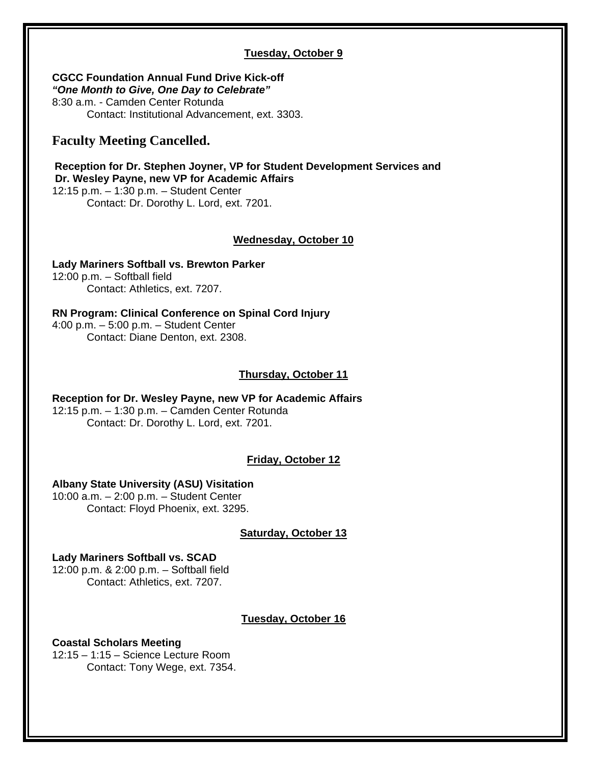**Tuesday, October 9**

**CGCC Foundation Annual Fund Drive Kick-off**
***"One Month to Give, One Day to Celebrate"***
8:30 a.m. - Camden Center Rotunda
Contact: Institutional Advancement, ext. 3303.

## Faculty Meeting Cancelled.

**Reception for Dr. Stephen Joyner, VP for Student Development Services and Dr. Wesley Payne, new VP for Academic Affairs**
12:15 p.m. – 1:30 p.m. – Student Center
Contact: Dr. Dorothy L. Lord, ext. 7201.

**Wednesday, October 10**

**Lady Mariners Softball vs. Brewton Parker**
12:00 p.m. – Softball field
Contact: Athletics, ext. 7207.

**RN Program: Clinical Conference on Spinal Cord Injury**
4:00 p.m. – 5:00 p.m. – Student Center
Contact: Diane Denton, ext. 2308.

**Thursday, October 11**

**Reception for Dr. Wesley Payne, new VP for Academic Affairs**
12:15 p.m. – 1:30 p.m. – Camden Center Rotunda
Contact: Dr. Dorothy L. Lord, ext. 7201.

**Friday, October 12**

**Albany State University (ASU) Visitation**
10:00 a.m. – 2:00 p.m. – Student Center
Contact: Floyd Phoenix, ext. 3295.

**Saturday, October 13**

**Lady Mariners Softball vs. SCAD**
12:00 p.m. & 2:00 p.m. – Softball field
Contact: Athletics, ext. 7207.

**Tuesday, October 16**

**Coastal Scholars Meeting**
12:15 – 1:15 – Science Lecture Room
Contact: Tony Wege, ext. 7354.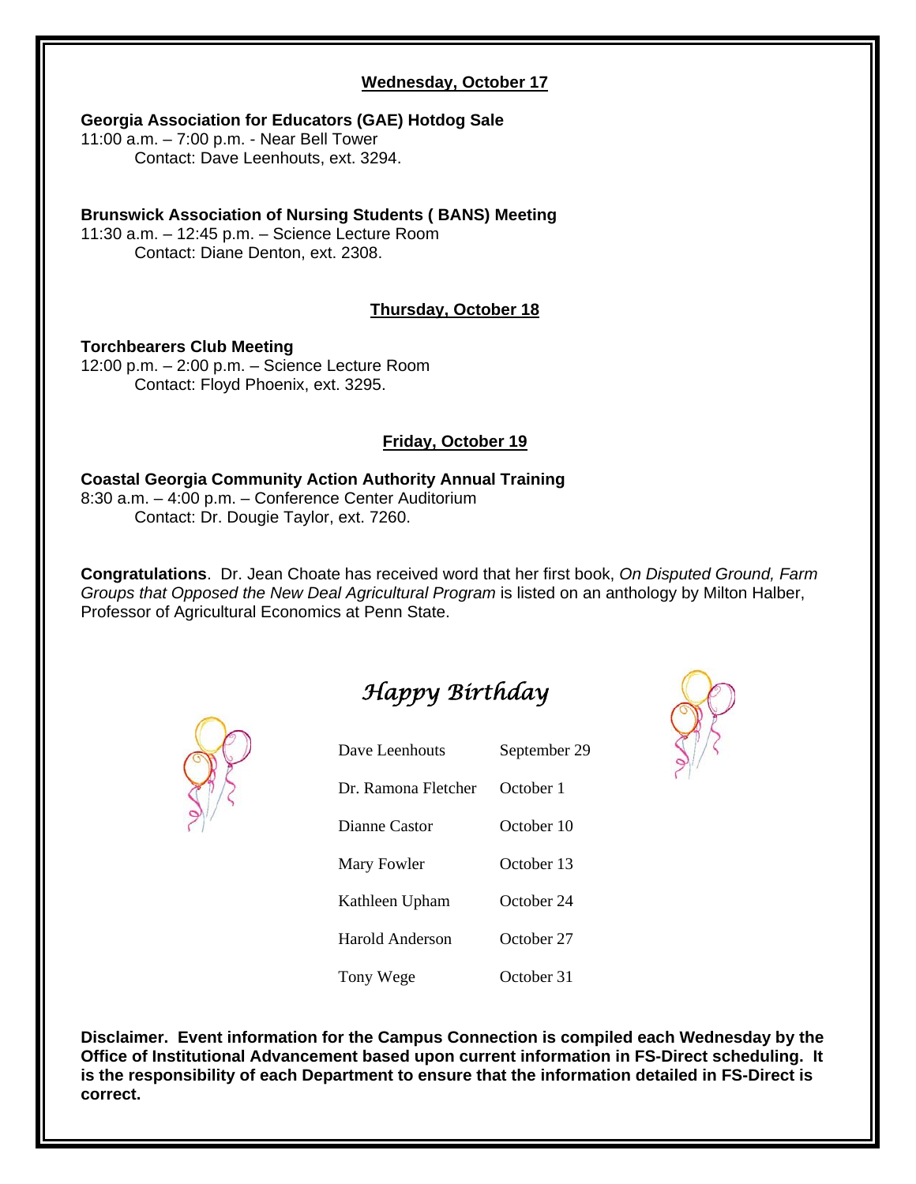## Wednesday, October 17

**Georgia Association for Educators (GAE) Hotdog Sale**
11:00 a.m. – 7:00 p.m. - Near Bell Tower
Contact: Dave Leenhouts, ext. 3294.

**Brunswick Association of Nursing Students ( BANS) Meeting**
11:30 a.m. – 12:45 p.m. – Science Lecture Room
Contact: Diane Denton, ext. 2308.

## Thursday, October 18

**Torchbearers Club Meeting**
12:00 p.m. – 2:00 p.m. – Science Lecture Room
Contact: Floyd Phoenix, ext. 3295.

## Friday, October 19

**Coastal Georgia Community Action Authority Annual Training**
8:30 a.m. – 4:00 p.m. – Conference Center Auditorium
Contact: Dr. Dougie Taylor, ext. 7260.

**Congratulations**. Dr. Jean Choate has received word that her first book, *On Disputed Ground, Farm Groups that Opposed the New Deal Agricultural Program* is listed on an anthology by Milton Halber, Professor of Agricultural Economics at Penn State.

## *Happy Birthday*

| | |
|---|---|
| Dave Leenhouts | September 29 |
| Dr. Ramona Fletcher | October 1 |
| Dianne Castor | October 10 |
| Mary Fowler | October 13 |
| Kathleen Upham | October 24 |
| Harold Anderson | October 27 |
| Tony Wege | October 31 |

**Disclaimer. Event information for the Campus Connection is compiled each Wednesday by the Office of Institutional Advancement based upon current information in FS-Direct scheduling. It is the responsibility of each Department to ensure that the information detailed in FS-Direct is correct.**